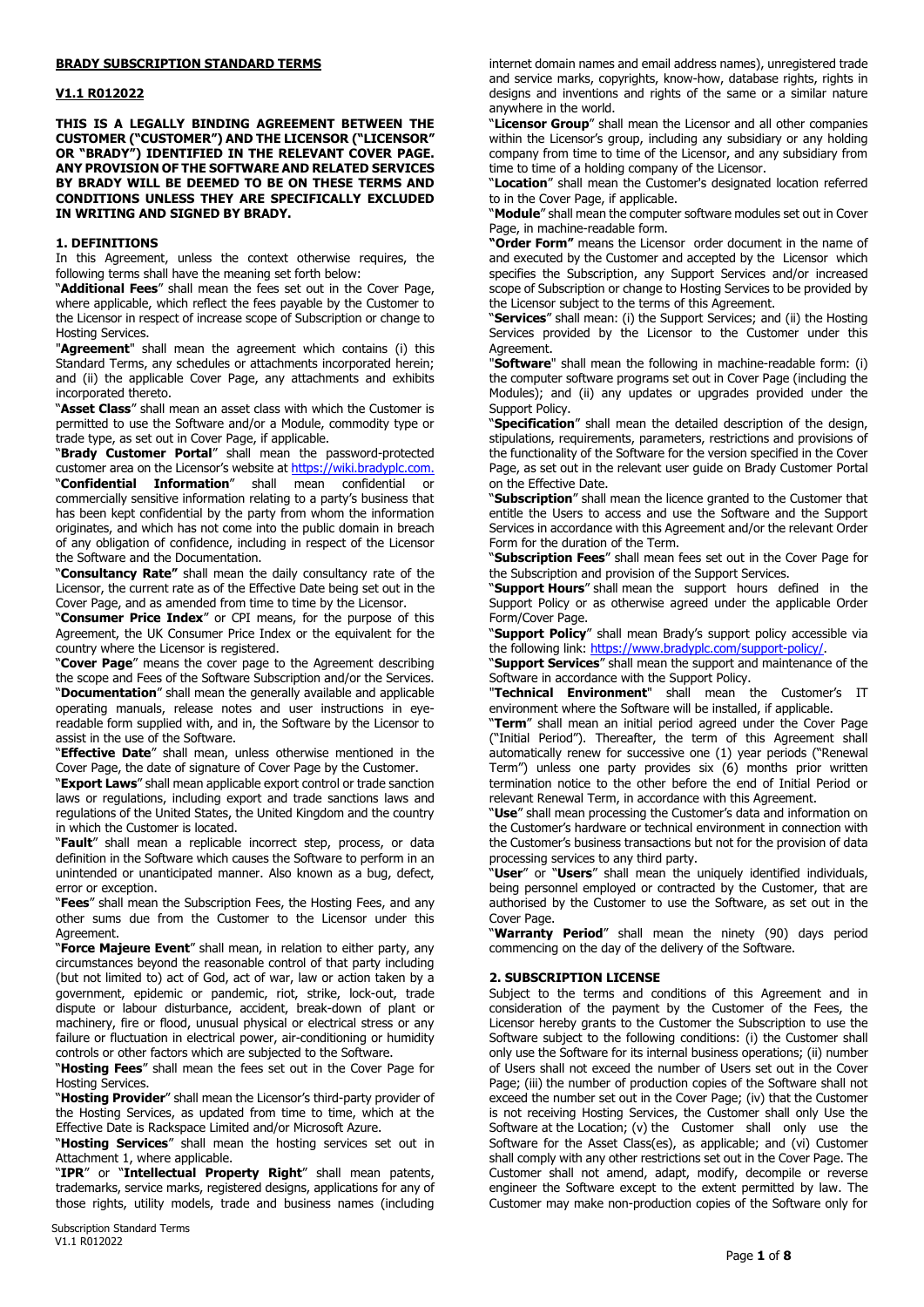**BRADY SUBSCRIPTION STANDARD TERMS**

**V1.1 R012022**

**THIS IS A LEGALLY BINDING AGREEMENT BETWEEN THE CUSTOMER ("CUSTOMER") AND THE LICENSOR ("LICENSOR" OR "BRADY") IDENTIFIED IN THE RELEVANT COVER PAGE. ANY PROVISION OF THE SOFTWARE AND RELATED SERVICES BY BRADY WILL BE DEEMED TO BE ON THESE TERMS AND CONDITIONS UNLESS THEY ARE SPECIFICALLY EXCLUDED IN WRITING AND SIGNED BY BRADY.**

## 1. DEFINITIONS

In this Agreement, unless the context otherwise requires, the following terms shall have the meaning set forth below:

"**Additional Fees**" shall mean the fees set out in the Cover Page, where applicable, which reflect the fees payable by the Customer to the Licensor in respect of increase scope of Subscription or change to Hosting Services.

"**Agreement**" shall mean the agreement which contains (i) this Standard Terms, any schedules or attachments incorporated herein; and (ii) the applicable Cover Page, any attachments and exhibits incorporated thereto.

"**Asset Class**" shall mean an asset class with which the Customer is permitted to use the Software and/or a Module, commodity type or trade type, as set out in Cover Page, if applicable.

"**Brady Customer Portal**" shall mean the password-protected customer area on the Licensor's website at https://wiki.bradyplc.com.

"**Confidential Information**" shall mean confidential or commercially sensitive information relating to a party's business that has been kept confidential by the party from whom the information originates, and which has not come into the public domain in breach of any obligation of confidence, including in respect of the Licensor the Software and the Documentation.

**"Consultancy Rate"** shall mean the daily consultancy rate of the Licensor, the current rate as of the Effective Date being set out in the Cover Page, and as amended from time to time by the Licensor.

"**Consumer Price Index**" or CPI means, for the purpose of this Agreement, the UK Consumer Price Index or the equivalent for the country where the Licensor is registered.

"**Cover Page**" means the cover page to the Agreement describing the scope and Fees of the Software Subscription and/or the Services.

"**Documentation**" shall mean the generally available and applicable operating manuals, release notes and user instructions in eye-readable form supplied with, and in, the Software by the Licensor to assist in the use of the Software.

"**Effective Date**" shall mean, unless otherwise mentioned in the Cover Page, the date of signature of Cover Page by the Customer.

"**Export Laws**" shall mean applicable export control or trade sanction laws or regulations, including export and trade sanctions laws and regulations of the United States, the United Kingdom and the country in which the Customer is located.

"**Fault**" shall mean a replicable incorrect step, process, or data definition in the Software which causes the Software to perform in an unintended or unanticipated manner. Also known as a bug, defect, error or exception.

"**Fees**" shall mean the Subscription Fees, the Hosting Fees, and any other sums due from the Customer to the Licensor under this Agreement.

"**Force Majeure Event**" shall mean, in relation to either party, any circumstances beyond the reasonable control of that party including (but not limited to) act of God, act of war, law or action taken by a government, epidemic or pandemic, riot, strike, lock-out, trade dispute or labour disturbance, accident, break-down of plant or machinery, fire or flood, unusual physical or electrical stress or any failure or fluctuation in electrical power, air-conditioning or humidity controls or other factors which are subjected to the Software.

"**Hosting Fees**" shall mean the fees set out in the Cover Page for Hosting Services.

"**Hosting Provider**" shall mean the Licensor's third-party provider of the Hosting Services, as updated from time to time, which at the Effective Date is Rackspace Limited and/or Microsoft Azure.

"**Hosting Services**" shall mean the hosting services set out in Attachment 1, where applicable.

"**IPR**" or "**Intellectual Property Right**" shall mean patents, trademarks, service marks, registered designs, applications for any of those rights, utility models, trade and business names (including internet domain names and email address names), unregistered trade and service marks, copyrights, know-how, database rights, rights in designs and inventions and rights of the same or a similar nature anywhere in the world.

"**Licensor Group**" shall mean the Licensor and all other companies within the Licensor's group, including any subsidiary or any holding company from time to time of the Licensor, and any subsidiary from time to time of a holding company of the Licensor.

"**Location**" shall mean the Customer's designated location referred to in the Cover Page, if applicable.

"**Module**" shall mean the computer software modules set out in Cover Page, in machine-readable form.

**"Order Form"** means the Licensor order document in the name of and executed by the Customer and accepted by the Licensor which specifies the Subscription, any Support Services and/or increased scope of Subscription or change to Hosting Services to be provided by the Licensor subject to the terms of this Agreement.

"**Services**" shall mean: (i) the Support Services; and (ii) the Hosting Services provided by the Licensor to the Customer under this Agreement.

"**Software**" shall mean the following in machine-readable form: (i) the computer software programs set out in Cover Page (including the Modules); and (ii) any updates or upgrades provided under the Support Policy.

"**Specification**" shall mean the detailed description of the design, stipulations, requirements, parameters, restrictions and provisions of the functionality of the Software for the version specified in the Cover Page, as set out in the relevant user guide on Brady Customer Portal on the Effective Date.

"**Subscription**" shall mean the licence granted to the Customer that entitle the Users to access and use the Software and the Support Services in accordance with this Agreement and/or the relevant Order Form for the duration of the Term.

"**Subscription Fees**" shall mean fees set out in the Cover Page for the Subscription and provision of the Support Services.

"**Support Hours**" shall mean the support hours defined in the Support Policy or as otherwise agreed under the applicable Order Form/Cover Page.

"**Support Policy**" shall mean Brady's support policy accessible via the following link: https://www.bradyplc.com/support-policy/.

"**Support Services**" shall mean the support and maintenance of the Software in accordance with the Support Policy.

"**Technical Environment**" shall mean the Customer's IT environment where the Software will be installed, if applicable.

"**Term**" shall mean an initial period agreed under the Cover Page ("Initial Period"). Thereafter, the term of this Agreement shall automatically renew for successive one (1) year periods ("Renewal Term") unless one party provides six (6) months prior written termination notice to the other before the end of Initial Period or relevant Renewal Term, in accordance with this Agreement.

"**Use**" shall mean processing the Customer's data and information on the Customer's hardware or technical environment in connection with the Customer's business transactions but not for the provision of data processing services to any third party.

"**User**" or "**Users**" shall mean the uniquely identified individuals, being personnel employed or contracted by the Customer, that are authorised by the Customer to use the Software, as set out in the Cover Page.

"**Warranty Period**" shall mean the ninety (90) days period commencing on the day of the delivery of the Software.

## 2. SUBSCRIPTION LICENSE

Subject to the terms and conditions of this Agreement and in consideration of the payment by the Customer of the Fees, the Licensor hereby grants to the Customer the Subscription to use the Software subject to the following conditions: (i) the Customer shall only use the Software for its internal business operations; (ii) number of Users shall not exceed the number of Users set out in the Cover Page; (iii) the number of production copies of the Software shall not exceed the number set out in the Cover Page; (iv) that the Customer is not receiving Hosting Services, the Customer shall only Use the Software at the Location; (v) the Customer shall only use the Software for the Asset Class(es), as applicable; and (vi) Customer shall comply with any other restrictions set out in the Cover Page. The Customer shall not amend, adapt, modify, decompile or reverse engineer the Software except to the extent permitted by law. The Customer may make non-production copies of the Software only for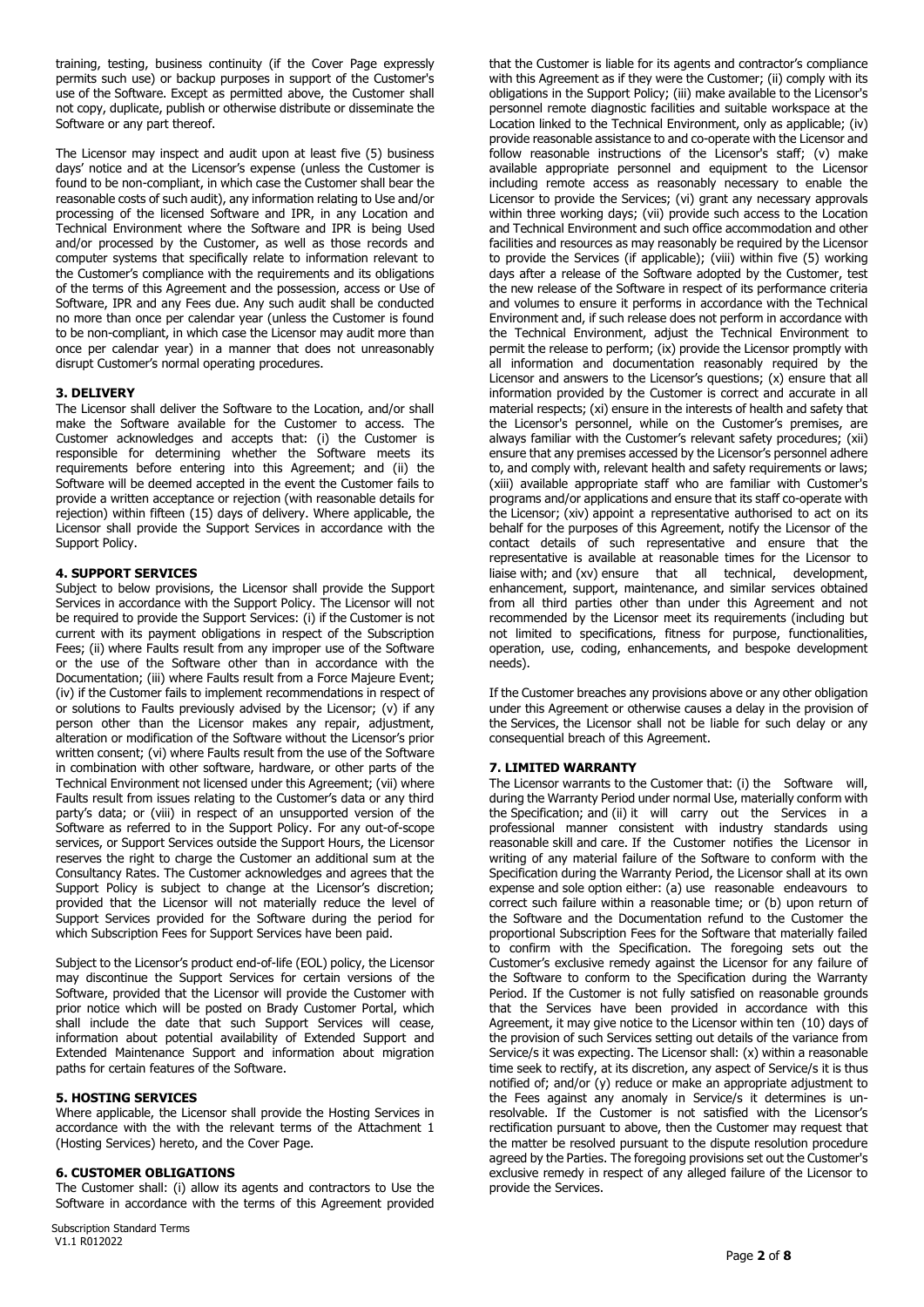training, testing, business continuity (if the Cover Page expressly permits such use) or backup purposes in support of the Customer's use of the Software. Except as permitted above, the Customer shall not copy, duplicate, publish or otherwise distribute or disseminate the Software or any part thereof.

The Licensor may inspect and audit upon at least five (5) business days' notice and at the Licensor's expense (unless the Customer is found to be non-compliant, in which case the Customer shall bear the reasonable costs of such audit), any information relating to Use and/or processing of the licensed Software and IPR, in any Location and Technical Environment where the Software and IPR is being Used and/or processed by the Customer, as well as those records and computer systems that specifically relate to information relevant to the Customer's compliance with the requirements and its obligations of the terms of this Agreement and the possession, access or Use of Software, IPR and any Fees due. Any such audit shall be conducted no more than once per calendar year (unless the Customer is found to be non-compliant, in which case the Licensor may audit more than once per calendar year) in a manner that does not unreasonably disrupt Customer's normal operating procedures.

**3. DELIVERY**

The Licensor shall deliver the Software to the Location, and/or shall make the Software available for the Customer to access. The Customer acknowledges and accepts that: (i) the Customer is responsible for determining whether the Software meets its requirements before entering into this Agreement; and (ii) the Software will be deemed accepted in the event the Customer fails to provide a written acceptance or rejection (with reasonable details for rejection) within fifteen (15) days of delivery. Where applicable, the Licensor shall provide the Support Services in accordance with the Support Policy.

**4. SUPPORT SERVICES**

Subject to below provisions, the Licensor shall provide the Support Services in accordance with the Support Policy. The Licensor will not be required to provide the Support Services: (i) if the Customer is not current with its payment obligations in respect of the Subscription Fees; (ii) where Faults result from any improper use of the Software or the use of the Software other than in accordance with the Documentation; (iii) where Faults result from a Force Majeure Event; (iv) if the Customer fails to implement recommendations in respect of or solutions to Faults previously advised by the Licensor; (v) if any person other than the Licensor makes any repair, adjustment, alteration or modification of the Software without the Licensor's prior written consent; (vi) where Faults result from the use of the Software in combination with other software, hardware, or other parts of the Technical Environment not licensed under this Agreement; (vii) where Faults result from issues relating to the Customer's data or any third party's data; or (viii) in respect of an unsupported version of the Software as referred to in the Support Policy. For any out-of-scope services, or Support Services outside the Support Hours, the Licensor reserves the right to charge the Customer an additional sum at the Consultancy Rates. The Customer acknowledges and agrees that the Support Policy is subject to change at the Licensor's discretion; provided that the Licensor will not materially reduce the level of Support Services provided for the Software during the period for which Subscription Fees for Support Services have been paid.

Subject to the Licensor's product end-of-life (EOL) policy, the Licensor may discontinue the Support Services for certain versions of the Software, provided that the Licensor will provide the Customer with prior notice which will be posted on Brady Customer Portal, which shall include the date that such Support Services will cease, information about potential availability of Extended Support and Extended Maintenance Support and information about migration paths for certain features of the Software.

**5. HOSTING SERVICES**

Where applicable, the Licensor shall provide the Hosting Services in accordance with the with the relevant terms of the Attachment 1 (Hosting Services) hereto, and the Cover Page.

**6. CUSTOMER OBLIGATIONS**

The Customer shall: (i) allow its agents and contractors to Use the Software in accordance with the terms of this Agreement provided that the Customer is liable for its agents and contractor's compliance with this Agreement as if they were the Customer; (ii) comply with its obligations in the Support Policy; (iii) make available to the Licensor's personnel remote diagnostic facilities and suitable workspace at the Location linked to the Technical Environment, only as applicable; (iv) provide reasonable assistance to and co-operate with the Licensor and follow reasonable instructions of the Licensor's staff; (v) make available appropriate personnel and equipment to the Licensor including remote access as reasonably necessary to enable the Licensor to provide the Services; (vi) grant any necessary approvals within three working days; (vii) provide such access to the Location and Technical Environment and such office accommodation and other facilities and resources as may reasonably be required by the Licensor to provide the Services (if applicable); (viii) within five (5) working days after a release of the Software adopted by the Customer, test the new release of the Software in respect of its performance criteria and volumes to ensure it performs in accordance with the Technical Environment and, if such release does not perform in accordance with the Technical Environment, adjust the Technical Environment to permit the release to perform; (ix) provide the Licensor promptly with all information and documentation reasonably required by the Licensor and answers to the Licensor's questions; (x) ensure that all information provided by the Customer is correct and accurate in all material respects; (xi) ensure in the interests of health and safety that the Licensor's personnel, while on the Customer's premises, are always familiar with the Customer's relevant safety procedures; (xii) ensure that any premises accessed by the Licensor's personnel adhere to, and comply with, relevant health and safety requirements or laws; (xiii) available appropriate staff who are familiar with Customer's programs and/or applications and ensure that its staff co-operate with the Licensor; (xiv) appoint a representative authorised to act on its behalf for the purposes of this Agreement, notify the Licensor of the contact details of such representative and ensure that the representative is available at reasonable times for the Licensor to liaise with; and (xv) ensure that all technical, development, enhancement, support, maintenance, and similar services obtained from all third parties other than under this Agreement and not recommended by the Licensor meet its requirements (including but not limited to specifications, fitness for purpose, functionalities, operation, use, coding, enhancements, and bespoke development needs).

If the Customer breaches any provisions above or any other obligation under this Agreement or otherwise causes a delay in the provision of the Services, the Licensor shall not be liable for such delay or any consequential breach of this Agreement.

**7. LIMITED WARRANTY**

The Licensor warrants to the Customer that: (i) the Software will, during the Warranty Period under normal Use, materially conform with the Specification; and (ii) it will carry out the Services in a professional manner consistent with industry standards using reasonable skill and care. If the Customer notifies the Licensor in writing of any material failure of the Software to conform with the Specification during the Warranty Period, the Licensor shall at its own expense and sole option either: (a) use reasonable endeavours to correct such failure within a reasonable time; or (b) upon return of the Software and the Documentation refund to the Customer the proportional Subscription Fees for the Software that materially failed to confirm with the Specification. The foregoing sets out the Customer's exclusive remedy against the Licensor for any failure of the Software to conform to the Specification during the Warranty Period. If the Customer is not fully satisfied on reasonable grounds that the Services have been provided in accordance with this Agreement, it may give notice to the Licensor within ten (10) days of the provision of such Services setting out details of the variance from Service/s it was expecting. The Licensor shall: (x) within a reasonable time seek to rectify, at its discretion, any aspect of Service/s it is thus notified of; and/or (y) reduce or make an appropriate adjustment to the Fees against any anomaly in Service/s it determines is un-resolvable. If the Customer is not satisfied with the Licensor's rectification pursuant to above, then the Customer may request that the matter be resolved pursuant to the dispute resolution procedure agreed by the Parties. The foregoing provisions set out the Customer's exclusive remedy in respect of any alleged failure of the Licensor to provide the Services.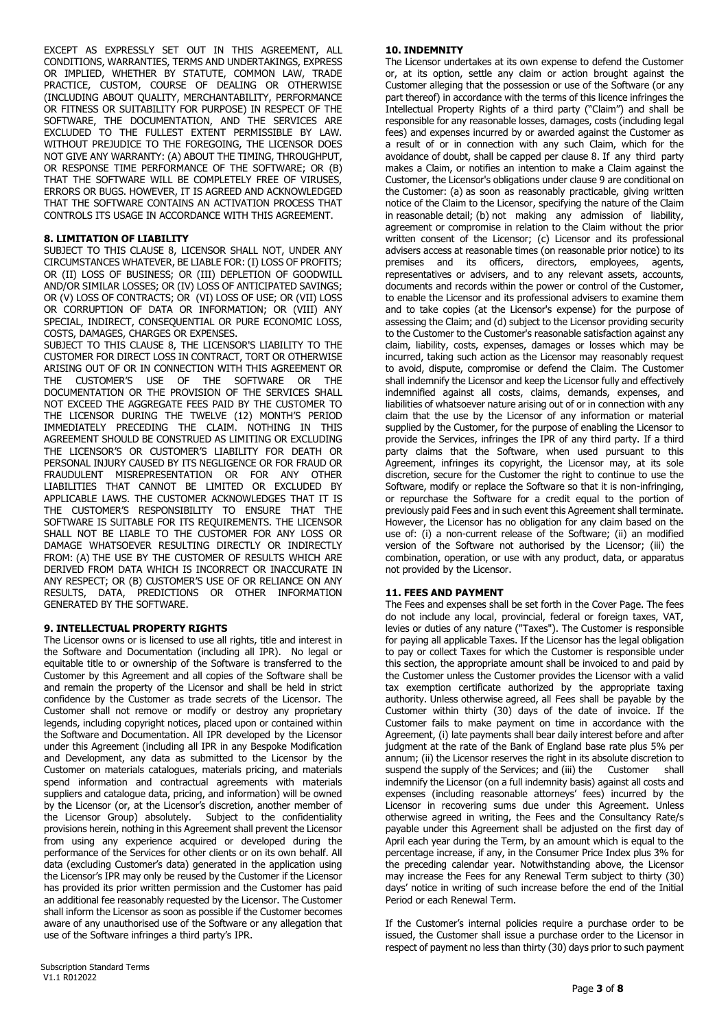EXCEPT AS EXPRESSLY SET OUT IN THIS AGREEMENT, ALL CONDITIONS, WARRANTIES, TERMS AND UNDERTAKINGS, EXPRESS OR IMPLIED, WHETHER BY STATUTE, COMMON LAW, TRADE PRACTICE, CUSTOM, COURSE OF DEALING OR OTHERWISE (INCLUDING ABOUT QUALITY, MERCHANTABILITY, PERFORMANCE OR FITNESS OR SUITABILITY FOR PURPOSE) IN RESPECT OF THE SOFTWARE, THE DOCUMENTATION, AND THE SERVICES ARE EXCLUDED TO THE FULLEST EXTENT PERMISSIBLE BY LAW. WITHOUT PREJUDICE TO THE FOREGOING, THE LICENSOR DOES NOT GIVE ANY WARRANTY: (A) ABOUT THE TIMING, THROUGHPUT, OR RESPONSE TIME PERFORMANCE OF THE SOFTWARE; OR (B) THAT THE SOFTWARE WILL BE COMPLETELY FREE OF VIRUSES, ERRORS OR BUGS. HOWEVER, IT IS AGREED AND ACKNOWLEDGED THAT THE SOFTWARE CONTAINS AN ACTIVATION PROCESS THAT CONTROLS ITS USAGE IN ACCORDANCE WITH THIS AGREEMENT.

### 8. LIMITATION OF LIABILITY

SUBJECT TO THIS CLAUSE 8, LICENSOR SHALL NOT, UNDER ANY CIRCUMSTANCES WHATEVER, BE LIABLE FOR: (I) LOSS OF PROFITS; OR (II) LOSS OF BUSINESS; OR (III) DEPLETION OF GOODWILL AND/OR SIMILAR LOSSES; OR (IV) LOSS OF ANTICIPATED SAVINGS; OR (V) LOSS OF CONTRACTS; OR (VI) LOSS OF USE; OR (VII) LOSS OR CORRUPTION OF DATA OR INFORMATION; OR (VIII) ANY SPECIAL, INDIRECT, CONSEQUENTIAL OR PURE ECONOMIC LOSS, COSTS, DAMAGES, CHARGES OR EXPENSES.

SUBJECT TO THIS CLAUSE 8, THE LICENSOR'S LIABILITY TO THE CUSTOMER FOR DIRECT LOSS IN CONTRACT, TORT OR OTHERWISE ARISING OUT OF OR IN CONNECTION WITH THIS AGREEMENT OR THE CUSTOMER'S USE OF THE SOFTWARE OR THE DOCUMENTATION OR THE PROVISION OF THE SERVICES SHALL NOT EXCEED THE AGGREGATE FEES PAID BY THE CUSTOMER TO THE LICENSOR DURING THE TWELVE (12) MONTH'S PERIOD IMMEDIATELY PRECEDING THE CLAIM. NOTHING IN THIS AGREEMENT SHOULD BE CONSTRUED AS LIMITING OR EXCLUDING THE LICENSOR'S OR CUSTOMER'S LIABILITY FOR DEATH OR PERSONAL INJURY CAUSED BY ITS NEGLIGENCE OR FOR FRAUD OR FRAUDULENT MISREPRESENTATION OR FOR ANY OTHER LIABILITIES THAT CANNOT BE LIMITED OR EXCLUDED BY APPLICABLE LAWS. THE CUSTOMER ACKNOWLEDGES THAT IT IS THE CUSTOMER'S RESPONSIBILITY TO ENSURE THAT THE SOFTWARE IS SUITABLE FOR ITS REQUIREMENTS. THE LICENSOR SHALL NOT BE LIABLE TO THE CUSTOMER FOR ANY LOSS OR DAMAGE WHATSOEVER RESULTING DIRECTLY OR INDIRECTLY FROM: (A) THE USE BY THE CUSTOMER OF RESULTS WHICH ARE DERIVED FROM DATA WHICH IS INCORRECT OR INACCURATE IN ANY RESPECT; OR (B) CUSTOMER'S USE OF OR RELIANCE ON ANY RESULTS, DATA, PREDICTIONS OR OTHER INFORMATION GENERATED BY THE SOFTWARE.

### 9. INTELLECTUAL PROPERTY RIGHTS

The Licensor owns or is licensed to use all rights, title and interest in the Software and Documentation (including all IPR). No legal or equitable title to or ownership of the Software is transferred to the Customer by this Agreement and all copies of the Software shall be and remain the property of the Licensor and shall be held in strict confidence by the Customer as trade secrets of the Licensor. The Customer shall not remove or modify or destroy any proprietary legends, including copyright notices, placed upon or contained within the Software and Documentation. All IPR developed by the Licensor under this Agreement (including all IPR in any Bespoke Modification and Development, any data as submitted to the Licensor by the Customer on materials catalogues, materials pricing, and materials spend information and contractual agreements with materials suppliers and catalogue data, pricing, and information) will be owned by the Licensor (or, at the Licensor's discretion, another member of the Licensor Group) absolutely. Subject to the confidentiality provisions herein, nothing in this Agreement shall prevent the Licensor from using any experience acquired or developed during the performance of the Services for other clients or on its own behalf. All data (excluding Customer's data) generated in the application using the Licensor's IPR may only be reused by the Customer if the Licensor has provided its prior written permission and the Customer has paid an additional fee reasonably requested by the Licensor. The Customer shall inform the Licensor as soon as possible if the Customer becomes aware of any unauthorised use of the Software or any allegation that use of the Software infringes a third party's IPR.

### 10. INDEMNITY

The Licensor undertakes at its own expense to defend the Customer or, at its option, settle any claim or action brought against the Customer alleging that the possession or use of the Software (or any part thereof) in accordance with the terms of this licence infringes the Intellectual Property Rights of a third party ("Claim") and shall be responsible for any reasonable losses, damages, costs (including legal fees) and expenses incurred by or awarded against the Customer as a result of or in connection with any such Claim, which for the avoidance of doubt, shall be capped per clause 8. If any third party makes a Claim, or notifies an intention to make a Claim against the Customer, the Licensor's obligations under clause 9 are conditional on the Customer: (a) as soon as reasonably practicable, giving written notice of the Claim to the Licensor, specifying the nature of the Claim in reasonable detail; (b) not making any admission of liability, agreement or compromise in relation to the Claim without the prior written consent of the Licensor; (c) Licensor and its professional advisers access at reasonable times (on reasonable prior notice) to its premises and its officers, directors, employees, agents, representatives or advisers, and to any relevant assets, accounts, documents and records within the power or control of the Customer, to enable the Licensor and its professional advisers to examine them and to take copies (at the Licensor's expense) for the purpose of assessing the Claim; and (d) subject to the Licensor providing security to the Customer to the Customer's reasonable satisfaction against any claim, liability, costs, expenses, damages or losses which may be incurred, taking such action as the Licensor may reasonably request to avoid, dispute, compromise or defend the Claim. The Customer shall indemnify the Licensor and keep the Licensor fully and effectively indemnified against all costs, claims, demands, expenses, and liabilities of whatsoever nature arising out of or in connection with any claim that the use by the Licensor of any information or material supplied by the Customer, for the purpose of enabling the Licensor to provide the Services, infringes the IPR of any third party. If a third party claims that the Software, when used pursuant to this Agreement, infringes its copyright, the Licensor may, at its sole discretion, secure for the Customer the right to continue to use the Software, modify or replace the Software so that it is non-infringing, or repurchase the Software for a credit equal to the portion of previously paid Fees and in such event this Agreement shall terminate. However, the Licensor has no obligation for any claim based on the use of: (i) a non-current release of the Software; (ii) an modified version of the Software not authorised by the Licensor; (iii) the combination, operation, or use with any product, data, or apparatus not provided by the Licensor.

### 11. FEES AND PAYMENT

The Fees and expenses shall be set forth in the Cover Page. The fees do not include any local, provincial, federal or foreign taxes, VAT, levies or duties of any nature ("Taxes"). The Customer is responsible for paying all applicable Taxes. If the Licensor has the legal obligation to pay or collect Taxes for which the Customer is responsible under this section, the appropriate amount shall be invoiced to and paid by the Customer unless the Customer provides the Licensor with a valid tax exemption certificate authorized by the appropriate taxing authority. Unless otherwise agreed, all Fees shall be payable by the Customer within thirty (30) days of the date of invoice. If the Customer fails to make payment on time in accordance with the Agreement, (i) late payments shall bear daily interest before and after judgment at the rate of the Bank of England base rate plus 5% per annum; (ii) the Licensor reserves the right in its absolute discretion to suspend the supply of the Services; and (iii) the Customer shall indemnify the Licensor (on a full indemnity basis) against all costs and expenses (including reasonable attorneys' fees) incurred by the Licensor in recovering sums due under this Agreement. Unless otherwise agreed in writing, the Fees and the Consultancy Rate/s payable under this Agreement shall be adjusted on the first day of April each year during the Term, by an amount which is equal to the percentage increase, if any, in the Consumer Price Index plus 3% for the preceding calendar year. Notwithstanding above, the Licensor may increase the Fees for any Renewal Term subject to thirty (30) days' notice in writing of such increase before the end of the Initial Period or each Renewal Term.

If the Customer's internal policies require a purchase order to be issued, the Customer shall issue a purchase order to the Licensor in respect of payment no less than thirty (30) days prior to such payment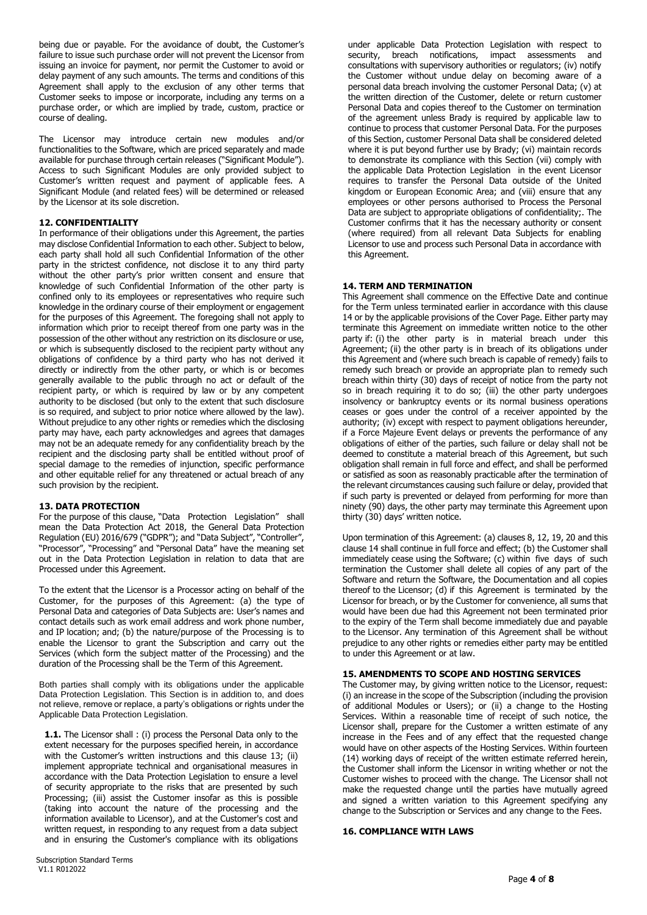being due or payable. For the avoidance of doubt, the Customer's failure to issue such purchase order will not prevent the Licensor from issuing an invoice for payment, nor permit the Customer to avoid or delay payment of any such amounts. The terms and conditions of this Agreement shall apply to the exclusion of any other terms that Customer seeks to impose or incorporate, including any terms on a purchase order, or which are implied by trade, custom, practice or course of dealing.

The Licensor may introduce certain new modules and/or functionalities to the Software, which are priced separately and made available for purchase through certain releases ("Significant Module"). Access to such Significant Modules are only provided subject to Customer's written request and payment of applicable fees. A Significant Module (and related fees) will be determined or released by the Licensor at its sole discretion.

## 12. CONFIDENTIALITY

In performance of their obligations under this Agreement, the parties may disclose Confidential Information to each other. Subject to below, each party shall hold all such Confidential Information of the other party in the strictest confidence, not disclose it to any third party without the other party's prior written consent and ensure that knowledge of such Confidential Information of the other party is confined only to its employees or representatives who require such knowledge in the ordinary course of their employment or engagement for the purposes of this Agreement. The foregoing shall not apply to information which prior to receipt thereof from one party was in the possession of the other without any restriction on its disclosure or use, or which is subsequently disclosed to the recipient party without any obligations of confidence by a third party who has not derived it directly or indirectly from the other party, or which is or becomes generally available to the public through no act or default of the recipient party, or which is required by law or by any competent authority to be disclosed (but only to the extent that such disclosure is so required, and subject to prior notice where allowed by the law). Without prejudice to any other rights or remedies which the disclosing party may have, each party acknowledges and agrees that damages may not be an adequate remedy for any confidentiality breach by the recipient and the disclosing party shall be entitled without proof of special damage to the remedies of injunction, specific performance and other equitable relief for any threatened or actual breach of any such provision by the recipient.

## 13. DATA PROTECTION

For the purpose of this clause, "Data Protection Legislation" shall mean the Data Protection Act 2018, the General Data Protection Regulation (EU) 2016/679 ("GDPR"); and "Data Subject", "Controller", "Processor", "Processing" and "Personal Data" have the meaning set out in the Data Protection Legislation in relation to data that are Processed under this Agreement.

To the extent that the Licensor is a Processor acting on behalf of the Customer, for the purposes of this Agreement: (a) the type of Personal Data and categories of Data Subjects are: User's names and contact details such as work email address and work phone number, and IP location; and; (b) the nature/purpose of the Processing is to enable the Licensor to grant the Subscription and carry out the Services (which form the subject matter of the Processing) and the duration of the Processing shall be the Term of this Agreement.

Both parties shall comply with its obligations under the applicable Data Protection Legislation. This Section is in addition to, and does not relieve, remove or replace, a party's obligations or rights under the Applicable Data Protection Legislation.

**1.1.** The Licensor shall : (i) process the Personal Data only to the extent necessary for the purposes specified herein, in accordance with the Customer's written instructions and this clause 13; (ii) implement appropriate technical and organisational measures in accordance with the Data Protection Legislation to ensure a level of security appropriate to the risks that are presented by such Processing; (iii) assist the Customer insofar as this is possible (taking into account the nature of the processing and the information available to Licensor), and at the Customer's cost and written request, in responding to any request from a data subject and in ensuring the Customer's compliance with its obligations under applicable Data Protection Legislation with respect to security, breach notifications, impact assessments and consultations with supervisory authorities or regulators; (iv) notify the Customer without undue delay on becoming aware of a personal data breach involving the customer Personal Data; (v) at the written direction of the Customer, delete or return customer Personal Data and copies thereof to the Customer on termination of the agreement unless Brady is required by applicable law to continue to process that customer Personal Data. For the purposes of this Section, customer Personal Data shall be considered deleted where it is put beyond further use by Brady; (vi) maintain records to demonstrate its compliance with this Section (vii) comply with the applicable Data Protection Legislation in the event Licensor requires to transfer the Personal Data outside of the United kingdom or European Economic Area; and (viii) ensure that any employees or other persons authorised to Process the Personal Data are subject to appropriate obligations of confidentiality;. The Customer confirms that it has the necessary authority or consent (where required) from all relevant Data Subjects for enabling Licensor to use and process such Personal Data in accordance with this Agreement.

## 14. TERM AND TERMINATION

This Agreement shall commence on the Effective Date and continue for the Term unless terminated earlier in accordance with this clause 14 or by the applicable provisions of the Cover Page. Either party may terminate this Agreement on immediate written notice to the other party if: (i) the other party is in material breach under this Agreement; (ii) the other party is in breach of its obligations under this Agreement and (where such breach is capable of remedy) fails to remedy such breach or provide an appropriate plan to remedy such breach within thirty (30) days of receipt of notice from the party not so in breach requiring it to do so; (iii) the other party undergoes insolvency or bankruptcy events or its normal business operations ceases or goes under the control of a receiver appointed by the authority; (iv) except with respect to payment obligations hereunder, if a Force Majeure Event delays or prevents the performance of any obligations of either of the parties, such failure or delay shall not be deemed to constitute a material breach of this Agreement, but such obligation shall remain in full force and effect, and shall be performed or satisfied as soon as reasonably practicable after the termination of the relevant circumstances causing such failure or delay, provided that if such party is prevented or delayed from performing for more than ninety (90) days, the other party may terminate this Agreement upon thirty (30) days' written notice.

Upon termination of this Agreement: (a) clauses 8, 12, 19, 20 and this clause 14 shall continue in full force and effect; (b) the Customer shall immediately cease using the Software; (c) within five days of such termination the Customer shall delete all copies of any part of the Software and return the Software, the Documentation and all copies thereof to the Licensor; (d) if this Agreement is terminated by the Licensor for breach, or by the Customer for convenience, all sums that would have been due had this Agreement not been terminated prior to the expiry of the Term shall become immediately due and payable to the Licensor. Any termination of this Agreement shall be without prejudice to any other rights or remedies either party may be entitled to under this Agreement or at law.

## 15. AMENDMENTS TO SCOPE AND HOSTING SERVICES

The Customer may, by giving written notice to the Licensor, request: (i) an increase in the scope of the Subscription (including the provision of additional Modules or Users); or (ii) a change to the Hosting Services. Within a reasonable time of receipt of such notice, the Licensor shall, prepare for the Customer a written estimate of any increase in the Fees and of any effect that the requested change would have on other aspects of the Hosting Services. Within fourteen (14) working days of receipt of the written estimate referred herein, the Customer shall inform the Licensor in writing whether or not the Customer wishes to proceed with the change. The Licensor shall not make the requested change until the parties have mutually agreed and signed a written variation to this Agreement specifying any change to the Subscription or Services and any change to the Fees.

## 16. COMPLIANCE WITH LAWS

Subscription Standard Terms
V1.1 R012022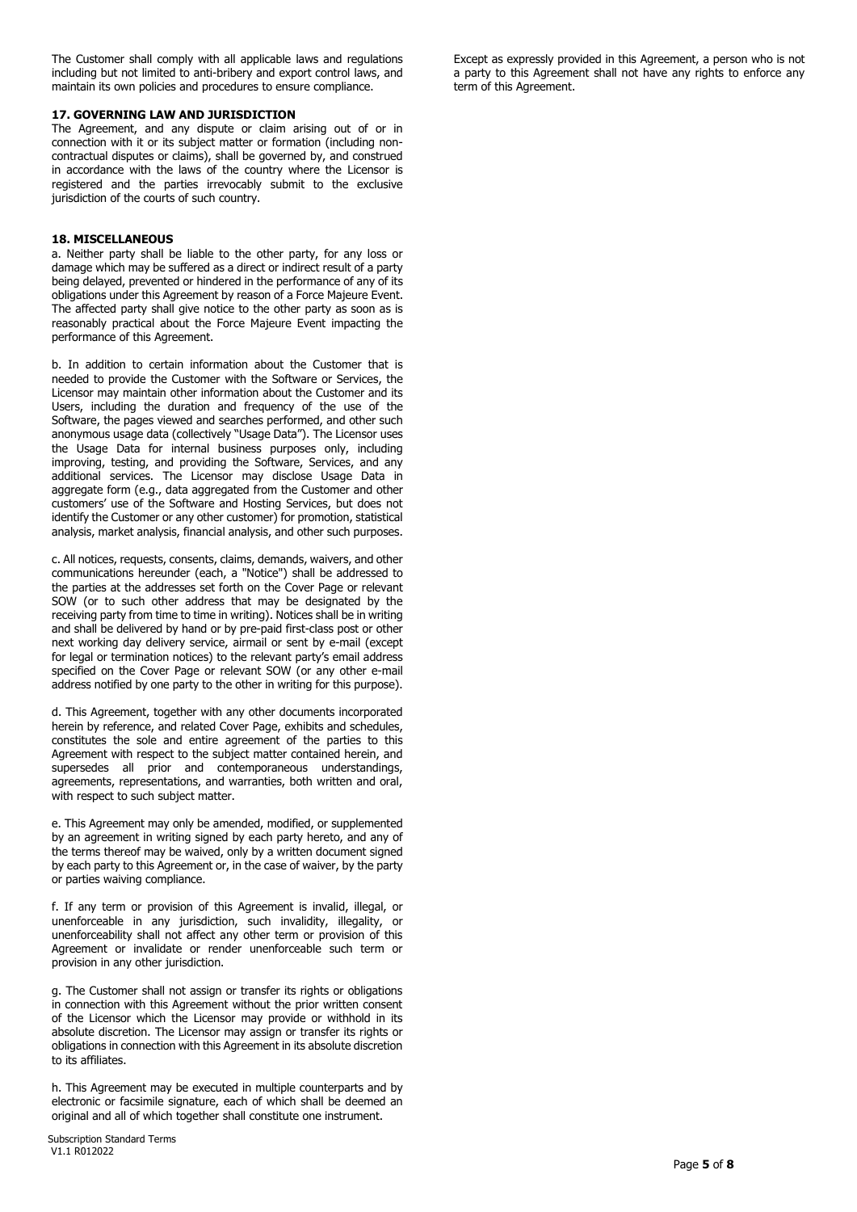The Customer shall comply with all applicable laws and regulations including but not limited to anti-bribery and export control laws, and maintain its own policies and procedures to ensure compliance.

**17. GOVERNING LAW AND JURISDICTION**

The Agreement, and any dispute or claim arising out of or in connection with it or its subject matter or formation (including non-contractual disputes or claims), shall be governed by, and construed in accordance with the laws of the country where the Licensor is registered and the parties irrevocably submit to the exclusive jurisdiction of the courts of such country.

**18. MISCELLANEOUS**

a. Neither party shall be liable to the other party, for any loss or damage which may be suffered as a direct or indirect result of a party being delayed, prevented or hindered in the performance of any of its obligations under this Agreement by reason of a Force Majeure Event. The affected party shall give notice to the other party as soon as is reasonably practical about the Force Majeure Event impacting the performance of this Agreement.

b. In addition to certain information about the Customer that is needed to provide the Customer with the Software or Services, the Licensor may maintain other information about the Customer and its Users, including the duration and frequency of the use of the Software, the pages viewed and searches performed, and other such anonymous usage data (collectively "Usage Data"). The Licensor uses the Usage Data for internal business purposes only, including improving, testing, and providing the Software, Services, and any additional services. The Licensor may disclose Usage Data in aggregate form (e.g., data aggregated from the Customer and other customers' use of the Software and Hosting Services, but does not identify the Customer or any other customer) for promotion, statistical analysis, market analysis, financial analysis, and other such purposes.

c. All notices, requests, consents, claims, demands, waivers, and other communications hereunder (each, a "Notice") shall be addressed to the parties at the addresses set forth on the Cover Page or relevant SOW (or to such other address that may be designated by the receiving party from time to time in writing). Notices shall be in writing and shall be delivered by hand or by pre-paid first-class post or other next working day delivery service, airmail or sent by e-mail (except for legal or termination notices) to the relevant party's email address specified on the Cover Page or relevant SOW (or any other e-mail address notified by one party to the other in writing for this purpose).

d. This Agreement, together with any other documents incorporated herein by reference, and related Cover Page, exhibits and schedules, constitutes the sole and entire agreement of the parties to this Agreement with respect to the subject matter contained herein, and supersedes all prior and contemporaneous understandings, agreements, representations, and warranties, both written and oral, with respect to such subject matter.

e. This Agreement may only be amended, modified, or supplemented by an agreement in writing signed by each party hereto, and any of the terms thereof may be waived, only by a written document signed by each party to this Agreement or, in the case of waiver, by the party or parties waiving compliance.

f. If any term or provision of this Agreement is invalid, illegal, or unenforceable in any jurisdiction, such invalidity, illegality, or unenforceability shall not affect any other term or provision of this Agreement or invalidate or render unenforceable such term or provision in any other jurisdiction.

g. The Customer shall not assign or transfer its rights or obligations in connection with this Agreement without the prior written consent of the Licensor which the Licensor may provide or withhold in its absolute discretion. The Licensor may assign or transfer its rights or obligations in connection with this Agreement in its absolute discretion to its affiliates.

h. This Agreement may be executed in multiple counterparts and by electronic or facsimile signature, each of which shall be deemed an original and all of which together shall constitute one instrument.

Except as expressly provided in this Agreement, a person who is not a party to this Agreement shall not have any rights to enforce any term of this Agreement.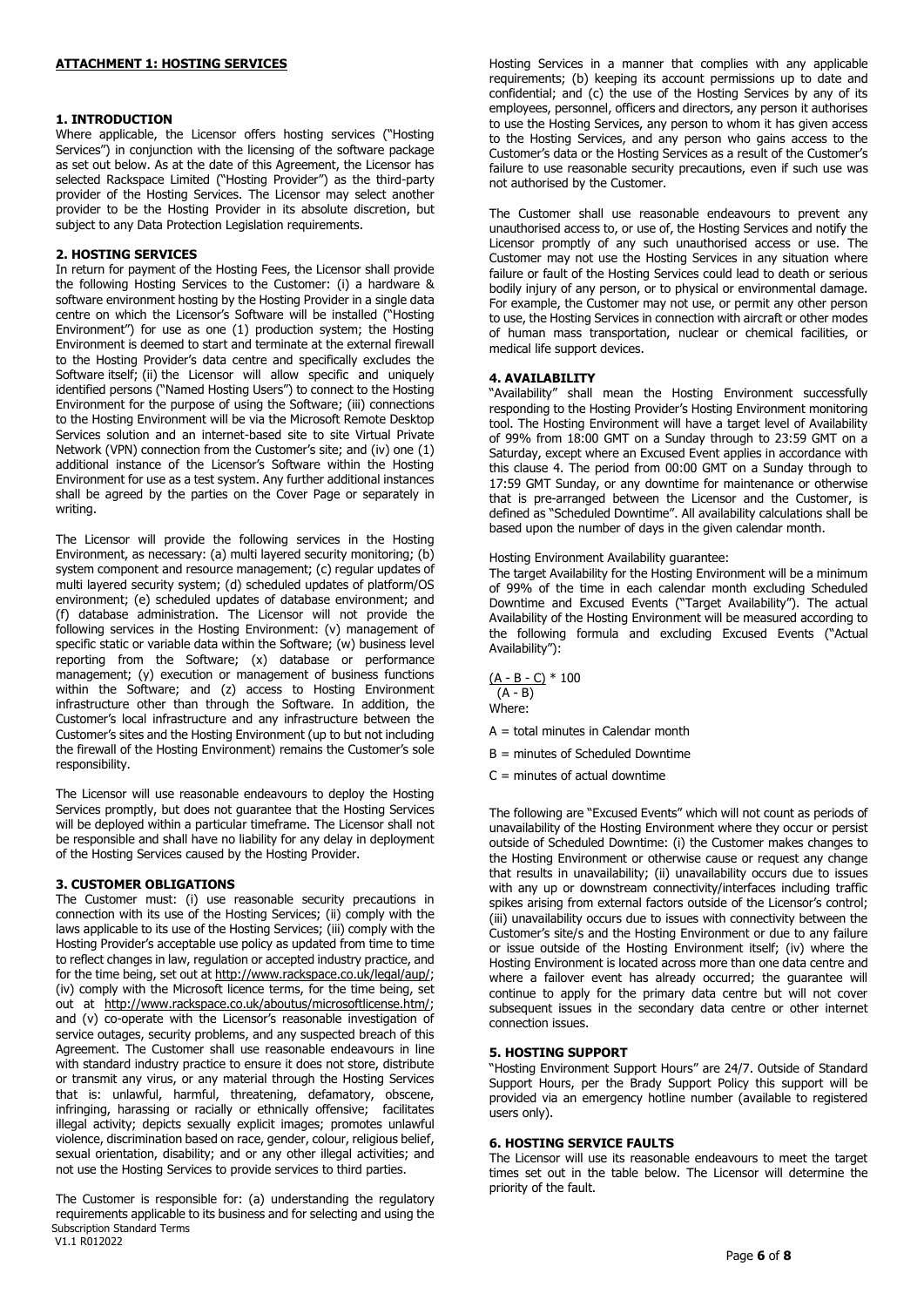**ATTACHMENT 1: HOSTING SERVICES**

## 1. INTRODUCTION

Where applicable, the Licensor offers hosting services ("Hosting Services") in conjunction with the licensing of the software package as set out below. As at the date of this Agreement, the Licensor has selected Rackspace Limited ("Hosting Provider") as the third-party provider of the Hosting Services. The Licensor may select another provider to be the Hosting Provider in its absolute discretion, but subject to any Data Protection Legislation requirements.

## 2. HOSTING SERVICES

In return for payment of the Hosting Fees, the Licensor shall provide the following Hosting Services to the Customer: (i) a hardware & software environment hosting by the Hosting Provider in a single data centre on which the Licensor's Software will be installed ("Hosting Environment") for use as one (1) production system; the Hosting Environment is deemed to start and terminate at the external firewall to the Hosting Provider's data centre and specifically excludes the Software itself; (ii) the Licensor will allow specific and uniquely identified persons ("Named Hosting Users") to connect to the Hosting Environment for the purpose of using the Software; (iii) connections to the Hosting Environment will be via the Microsoft Remote Desktop Services solution and an internet-based site to site Virtual Private Network (VPN) connection from the Customer's site; and (iv) one (1) additional instance of the Licensor's Software within the Hosting Environment for use as a test system. Any further additional instances shall be agreed by the parties on the Cover Page or separately in writing.

The Licensor will provide the following services in the Hosting Environment, as necessary: (a) multi layered security monitoring; (b) system component and resource management; (c) regular updates of multi layered security system; (d) scheduled updates of platform/OS environment; (e) scheduled updates of database environment; and (f) database administration. The Licensor will not provide the following services in the Hosting Environment: (v) management of specific static or variable data within the Software; (w) business level reporting from the Software; (x) database or performance management; (y) execution or management of business functions within the Software; and (z) access to Hosting Environment infrastructure other than through the Software. In addition, the Customer's local infrastructure and any infrastructure between the Customer's sites and the Hosting Environment (up to but not including the firewall of the Hosting Environment) remains the Customer's sole responsibility.

The Licensor will use reasonable endeavours to deploy the Hosting Services promptly, but does not guarantee that the Hosting Services will be deployed within a particular timeframe. The Licensor shall not be responsible and shall have no liability for any delay in deployment of the Hosting Services caused by the Hosting Provider.

## 3. CUSTOMER OBLIGATIONS

The Customer must: (i) use reasonable security precautions in connection with its use of the Hosting Services; (ii) comply with the laws applicable to its use of the Hosting Services; (iii) comply with the Hosting Provider's acceptable use policy as updated from time to time to reflect changes in law, regulation or accepted industry practice, and for the time being, set out at http://www.rackspace.co.uk/legal/aup/; (iv) comply with the Microsoft licence terms, for the time being, set out at http://www.rackspace.co.uk/aboutus/microsoftlicense.htm/; and (v) co-operate with the Licensor's reasonable investigation of service outages, security problems, and any suspected breach of this Agreement. The Customer shall use reasonable endeavours in line with standard industry practice to ensure it does not store, distribute or transmit any virus, or any material through the Hosting Services that is: unlawful, harmful, threatening, defamatory, obscene, infringing, harassing or racially or ethnically offensive; facilitates illegal activity; depicts sexually explicit images; promotes unlawful violence, discrimination based on race, gender, colour, religious belief, sexual orientation, disability; and or any other illegal activities; and not use the Hosting Services to provide services to third parties.

The Customer is responsible for: (a) understanding the regulatory requirements applicable to its business and for selecting and using the Hosting Services in a manner that complies with any applicable requirements; (b) keeping its account permissions up to date and confidential; and (c) the use of the Hosting Services by any of its employees, personnel, officers and directors, any person it authorises to use the Hosting Services, any person to whom it has given access to the Hosting Services, and any person who gains access to the Customer's data or the Hosting Services as a result of the Customer's failure to use reasonable security precautions, even if such use was not authorised by the Customer.

The Customer shall use reasonable endeavours to prevent any unauthorised access to, or use of, the Hosting Services and notify the Licensor promptly of any such unauthorised access or use. The Customer may not use the Hosting Services in any situation where failure or fault of the Hosting Services could lead to death or serious bodily injury of any person, or to physical or environmental damage. For example, the Customer may not use, or permit any other person to use, the Hosting Services in connection with aircraft or other modes of human mass transportation, nuclear or chemical facilities, or medical life support devices.

## 4. AVAILABILITY

"Availability" shall mean the Hosting Environment successfully responding to the Hosting Provider's Hosting Environment monitoring tool. The Hosting Environment will have a target level of Availability of 99% from 18:00 GMT on a Sunday through to 23:59 GMT on a Saturday, except where an Excused Event applies in accordance with this clause 4. The period from 00:00 GMT on a Sunday through to 17:59 GMT Sunday, or any downtime for maintenance or otherwise that is pre-arranged between the Licensor and the Customer, is defined as "Scheduled Downtime". All availability calculations shall be based upon the number of days in the given calendar month.

Hosting Environment Availability guarantee:

The target Availability for the Hosting Environment will be a minimum of 99% of the time in each calendar month excluding Scheduled Downtime and Excused Events ("Target Availability"). The actual Availability of the Hosting Environment will be measured according to the following formula and excluding Excused Events ("Actual Availability"):

$$\frac{(A - B - C)}{(A - B)} * 100$$

Where:

A = total minutes in Calendar month

B = minutes of Scheduled Downtime

C = minutes of actual downtime

The following are "Excused Events" which will not count as periods of unavailability of the Hosting Environment where they occur or persist outside of Scheduled Downtime: (i) the Customer makes changes to the Hosting Environment or otherwise cause or request any change that results in unavailability; (ii) unavailability occurs due to issues with any up or downstream connectivity/interfaces including traffic spikes arising from external factors outside of the Licensor's control; (iii) unavailability occurs due to issues with connectivity between the Customer's site/s and the Hosting Environment or due to any failure or issue outside of the Hosting Environment itself; (iv) where the Hosting Environment is located across more than one data centre and where a failover event has already occurred; the guarantee will continue to apply for the primary data centre but will not cover subsequent issues in the secondary data centre or other internet connection issues.

## 5. HOSTING SUPPORT

"Hosting Environment Support Hours" are 24/7. Outside of Standard Support Hours, per the Brady Support Policy this support will be provided via an emergency hotline number (available to registered users only).

## 6. HOSTING SERVICE FAULTS

The Licensor will use its reasonable endeavours to meet the target times set out in the table below. The Licensor will determine the priority of the fault.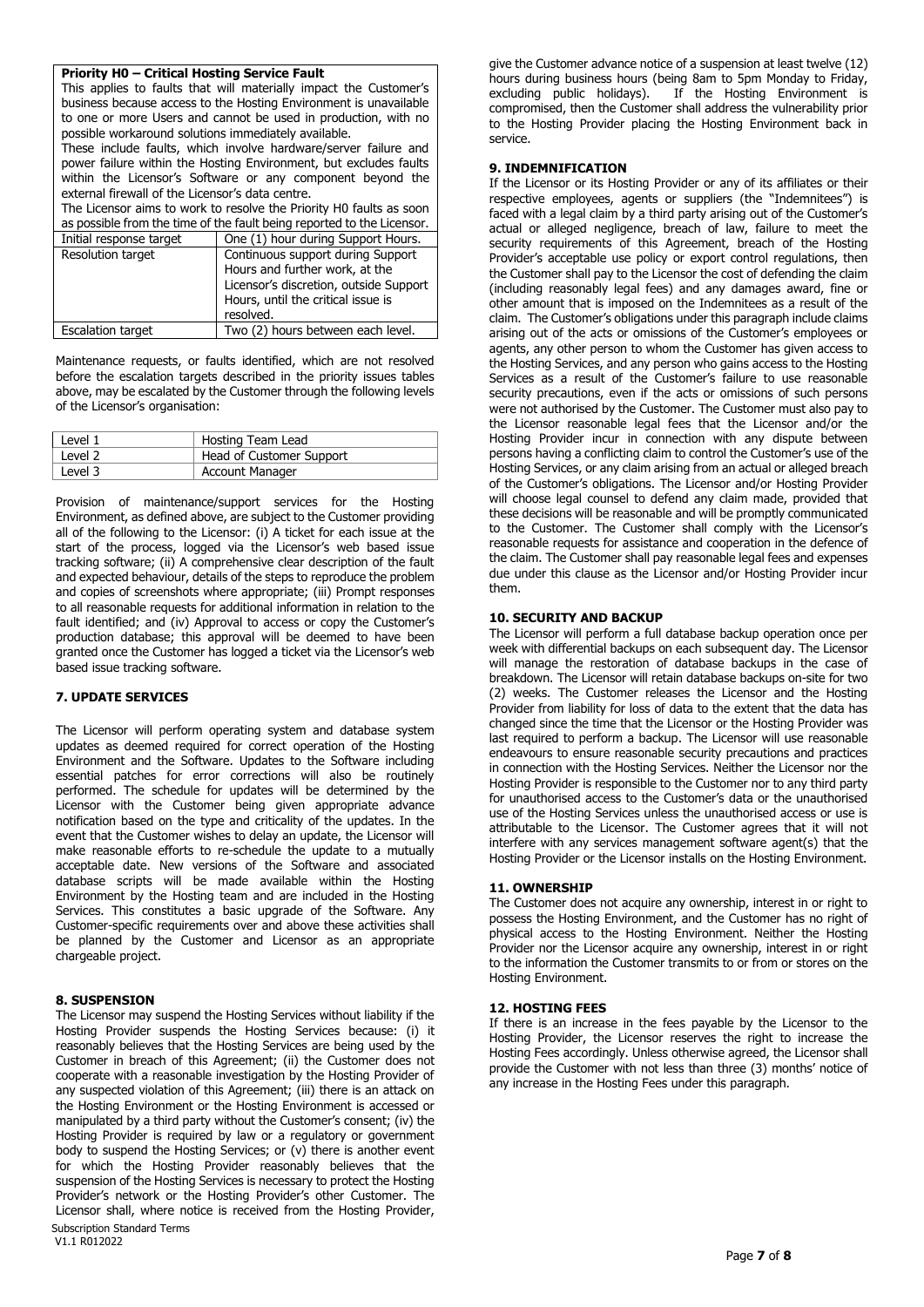**Priority H0 – Critical Hosting Service Fault**

This applies to faults that will materially impact the Customer's business because access to the Hosting Environment is unavailable to one or more Users and cannot be used in production, with no possible workaround solutions immediately available.

These include faults, which involve hardware/server failure and power failure within the Hosting Environment, but excludes faults within the Licensor's Software or any component beyond the external firewall of the Licensor's data centre.

The Licensor aims to work to resolve the Priority H0 faults as soon as possible from the time of the fault being reported to the Licensor.

| | |
|---|---|
| Initial response target | One (1) hour during Support Hours. |
| Resolution target | Continuous support during Support Hours and further work, at the Licensor's discretion, outside Support Hours, until the critical issue is resolved. |
| Escalation target | Two (2) hours between each level. |

Maintenance requests, or faults identified, which are not resolved before the escalation targets described in the priority issues tables above, may be escalated by the Customer through the following levels of the Licensor's organisation:

| | |
|---|---|
| Level 1 | Hosting Team Lead |
| Level 2 | Head of Customer Support |
| Level 3 | Account Manager |

Provision of maintenance/support services for the Hosting Environment, as defined above, are subject to the Customer providing all of the following to the Licensor: (i) A ticket for each issue at the start of the process, logged via the Licensor's web based issue tracking software; (ii) A comprehensive clear description of the fault and expected behaviour, details of the steps to reproduce the problem and copies of screenshots where appropriate; (iii) Prompt responses to all reasonable requests for additional information in relation to the fault identified; and (iv) Approval to access or copy the Customer's production database; this approval will be deemed to have been granted once the Customer has logged a ticket via the Licensor's web based issue tracking software.

## 7. UPDATE SERVICES

The Licensor will perform operating system and database system updates as deemed required for correct operation of the Hosting Environment and the Software. Updates to the Software including essential patches for error corrections will also be routinely performed. The schedule for updates will be determined by the Licensor with the Customer being given appropriate advance notification based on the type and criticality of the updates. In the event that the Customer wishes to delay an update, the Licensor will make reasonable efforts to re-schedule the update to a mutually acceptable date. New versions of the Software and associated database scripts will be made available within the Hosting Environment by the Hosting team and are included in the Hosting Services. This constitutes a basic upgrade of the Software. Any Customer-specific requirements over and above these activities shall be planned by the Customer and Licensor as an appropriate chargeable project.

## 8. SUSPENSION

The Licensor may suspend the Hosting Services without liability if the Hosting Provider suspends the Hosting Services because: (i) it reasonably believes that the Hosting Services are being used by the Customer in breach of this Agreement; (ii) the Customer does not cooperate with a reasonable investigation by the Hosting Provider of any suspected violation of this Agreement; (iii) there is an attack on the Hosting Environment or the Hosting Environment is accessed or manipulated by a third party without the Customer's consent; (iv) the Hosting Provider is required by law or a regulatory or government body to suspend the Hosting Services; or (v) there is another event for which the Hosting Provider reasonably believes that the suspension of the Hosting Services is necessary to protect the Hosting Provider's network or the Hosting Provider's other Customer. The Licensor shall, where notice is received from the Hosting Provider, give the Customer advance notice of a suspension at least twelve (12) hours during business hours (being 8am to 5pm Monday to Friday, excluding public holidays). If the Hosting Environment is compromised, then the Customer shall address the vulnerability prior to the Hosting Provider placing the Hosting Environment back in service.

## 9. INDEMNIFICATION

If the Licensor or its Hosting Provider or any of its affiliates or their respective employees, agents or suppliers (the "Indemnitees") is faced with a legal claim by a third party arising out of the Customer's actual or alleged negligence, breach of law, failure to meet the security requirements of this Agreement, breach of the Hosting Provider's acceptable use policy or export control regulations, then the Customer shall pay to the Licensor the cost of defending the claim (including reasonably legal fees) and any damages award, fine or other amount that is imposed on the Indemnitees as a result of the claim. The Customer's obligations under this paragraph include claims arising out of the acts or omissions of the Customer's employees or agents, any other person to whom the Customer has given access to the Hosting Services, and any person who gains access to the Hosting Services as a result of the Customer's failure to use reasonable security precautions, even if the acts or omissions of such persons were not authorised by the Customer. The Customer must also pay to the Licensor reasonable legal fees that the Licensor and/or the Hosting Provider incur in connection with any dispute between persons having a conflicting claim to control the Customer's use of the Hosting Services, or any claim arising from an actual or alleged breach of the Customer's obligations. The Licensor and/or Hosting Provider will choose legal counsel to defend any claim made, provided that these decisions will be reasonable and will be promptly communicated to the Customer. The Customer shall comply with the Licensor's reasonable requests for assistance and cooperation in the defence of the claim. The Customer shall pay reasonable legal fees and expenses due under this clause as the Licensor and/or Hosting Provider incur them.

## 10. SECURITY AND BACKUP

The Licensor will perform a full database backup operation once per week with differential backups on each subsequent day. The Licensor will manage the restoration of database backups in the case of breakdown. The Licensor will retain database backups on-site for two (2) weeks. The Customer releases the Licensor and the Hosting Provider from liability for loss of data to the extent that the data has changed since the time that the Licensor or the Hosting Provider was last required to perform a backup. The Licensor will use reasonable endeavours to ensure reasonable security precautions and practices in connection with the Hosting Services. Neither the Licensor nor the Hosting Provider is responsible to the Customer nor to any third party for unauthorised access to the Customer's data or the unauthorised use of the Hosting Services unless the unauthorised access or use is attributable to the Licensor. The Customer agrees that it will not interfere with any services management software agent(s) that the Hosting Provider or the Licensor installs on the Hosting Environment.

## 11. OWNERSHIP

The Customer does not acquire any ownership, interest in or right to possess the Hosting Environment, and the Customer has no right of physical access to the Hosting Environment. Neither the Hosting Provider nor the Licensor acquire any ownership, interest in or right to the information the Customer transmits to or from or stores on the Hosting Environment.

## 12. HOSTING FEES

If there is an increase in the fees payable by the Licensor to the Hosting Provider, the Licensor reserves the right to increase the Hosting Fees accordingly. Unless otherwise agreed, the Licensor shall provide the Customer with not less than three (3) months' notice of any increase in the Hosting Fees under this paragraph.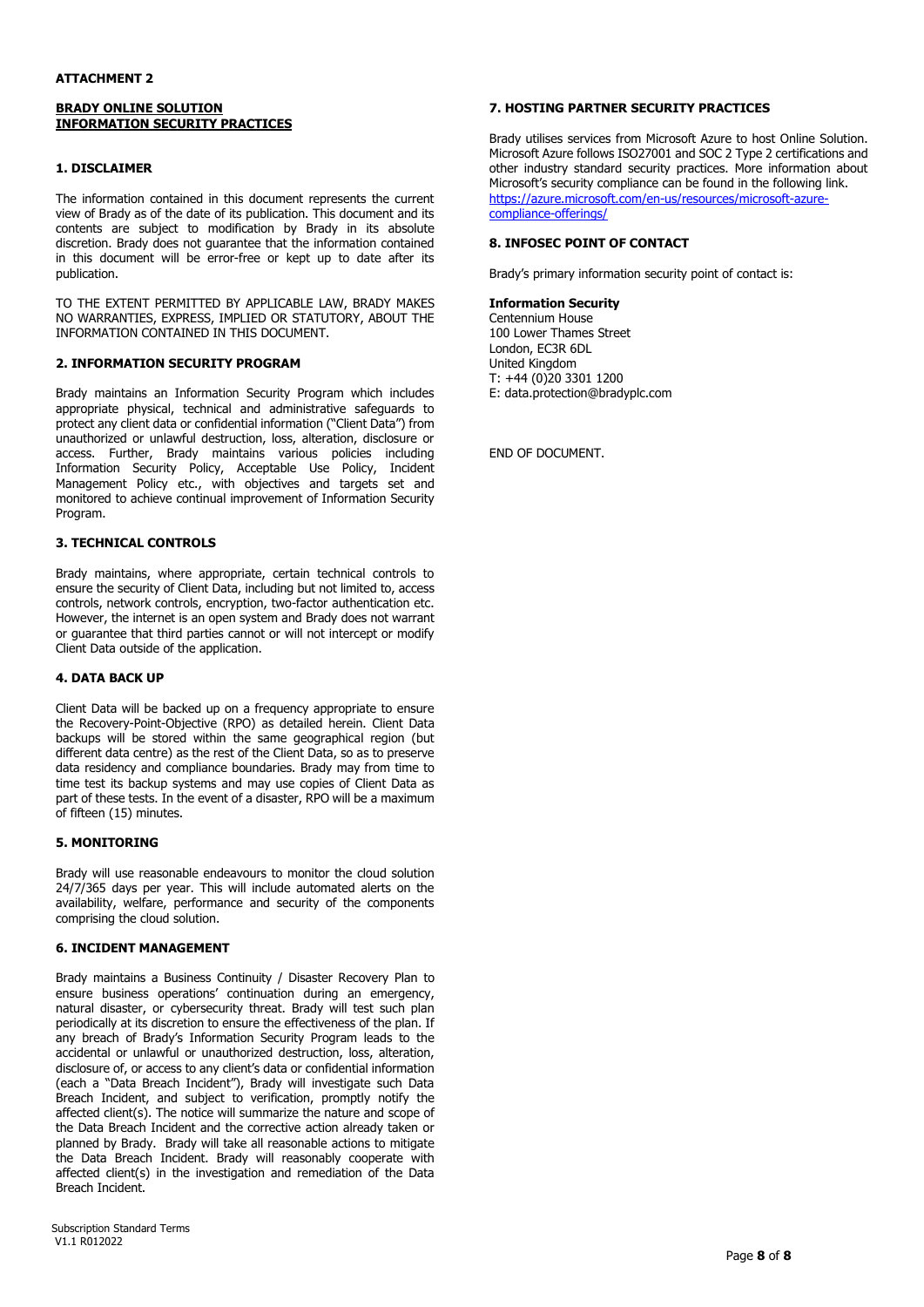**ATTACHMENT 2**

# BRADY ONLINE SOLUTION INFORMATION SECURITY PRACTICES

## 1. DISCLAIMER

The information contained in this document represents the current view of Brady as of the date of its publication. This document and its contents are subject to modification by Brady in its absolute discretion. Brady does not guarantee that the information contained in this document will be error-free or kept up to date after its publication.

TO THE EXTENT PERMITTED BY APPLICABLE LAW, BRADY MAKES NO WARRANTIES, EXPRESS, IMPLIED OR STATUTORY, ABOUT THE INFORMATION CONTAINED IN THIS DOCUMENT.

## 2. INFORMATION SECURITY PROGRAM

Brady maintains an Information Security Program which includes appropriate physical, technical and administrative safeguards to protect any client data or confidential information ("Client Data") from unauthorized or unlawful destruction, loss, alteration, disclosure or access. Further, Brady maintains various policies including Information Security Policy, Acceptable Use Policy, Incident Management Policy etc., with objectives and targets set and monitored to achieve continual improvement of Information Security Program.

## 3. TECHNICAL CONTROLS

Brady maintains, where appropriate, certain technical controls to ensure the security of Client Data, including but not limited to, access controls, network controls, encryption, two-factor authentication etc. However, the internet is an open system and Brady does not warrant or guarantee that third parties cannot or will not intercept or modify Client Data outside of the application.

## 4. DATA BACK UP

Client Data will be backed up on a frequency appropriate to ensure the Recovery-Point-Objective (RPO) as detailed herein. Client Data backups will be stored within the same geographical region (but different data centre) as the rest of the Client Data, so as to preserve data residency and compliance boundaries. Brady may from time to time test its backup systems and may use copies of Client Data as part of these tests. In the event of a disaster, RPO will be a maximum of fifteen (15) minutes.

## 5. MONITORING

Brady will use reasonable endeavours to monitor the cloud solution 24/7/365 days per year. This will include automated alerts on the availability, welfare, performance and security of the components comprising the cloud solution.

## 6. INCIDENT MANAGEMENT

Brady maintains a Business Continuity / Disaster Recovery Plan to ensure business operations' continuation during an emergency, natural disaster, or cybersecurity threat. Brady will test such plan periodically at its discretion to ensure the effectiveness of the plan. If any breach of Brady's Information Security Program leads to the accidental or unlawful or unauthorized destruction, loss, alteration, disclosure of, or access to any client's data or confidential information (each a "Data Breach Incident"), Brady will investigate such Data Breach Incident, and subject to verification, promptly notify the affected client(s). The notice will summarize the nature and scope of the Data Breach Incident and the corrective action already taken or planned by Brady. Brady will take all reasonable actions to mitigate the Data Breach Incident. Brady will reasonably cooperate with affected client(s) in the investigation and remediation of the Data Breach Incident.

## 7. HOSTING PARTNER SECURITY PRACTICES

Brady utilises services from Microsoft Azure to host Online Solution. Microsoft Azure follows ISO27001 and SOC 2 Type 2 certifications and other industry standard security practices. More information about Microsoft's security compliance can be found in the following link. https://azure.microsoft.com/en-us/resources/microsoft-azure-compliance-offerings/

## 8. INFOSEC POINT OF CONTACT

Brady's primary information security point of contact is:

**Information Security**
Centennium House
100 Lower Thames Street
London, EC3R 6DL
United Kingdom
T: +44 (0)20 3301 1200
E: data.protection@bradyplc.com

END OF DOCUMENT.

Subscription Standard Terms
V1.1 R012022